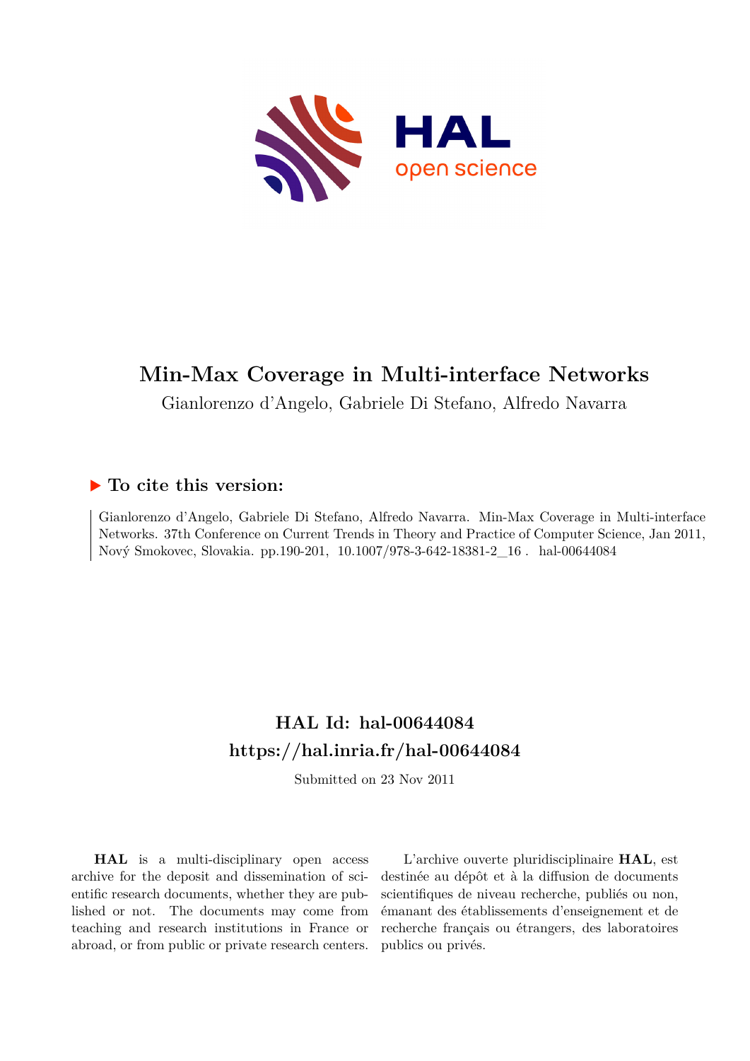# Min-Max Coverage in Multi-interface Networks

Gianlorenzo d'Angelo, Gabriele Di Stefano, Alfredo Navarra

## ▶ To cite this version:

Gianlorenzo d'Angelo, Gabriele Di Stefano, Alfredo Navarra. Min-Max Coverage in Multi-interface Networks. 37th Conference on Current Trends in Theory and Practice of Computer Science, Jan 2011, Nový Smokovec, Slovakia. pp.190-201, 10.1007/978-3-642-18381-2_16 . hal-00644084

## HAL Id: hal-00644084

## https://hal.inria.fr/hal-00644084

Submitted on 23 Nov 2011

**HAL** is a multi-disciplinary open access archive for the deposit and dissemination of scientific research documents, whether they are published or not. The documents may come from teaching and research institutions in France or abroad, or from public or private research centers.

L'archive ouverte pluridisciplinaire **HAL**, est destinée au dépôt et à la diffusion de documents scientifiques de niveau recherche, publiés ou non, émanant des établissements d'enseignement et de recherche français ou étrangers, des laboratoires publics ou privés.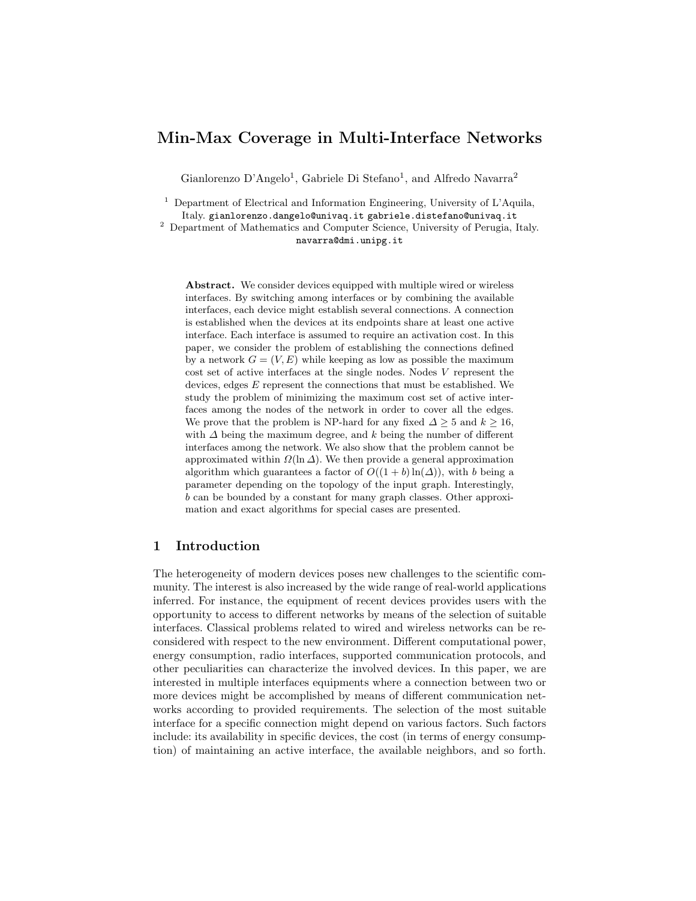# Min-Max Coverage in Multi-Interface Networks

Gianlorenzo D'Angelo[1], Gabriele Di Stefano[1], and Alfredo Navarra[2]

[1] Department of Electrical and Information Engineering, University of L'Aquila, Italy. gianlorenzo.dangelo@univaq.it gabriele.distefano@univaq.it

[2] Department of Mathematics and Computer Science, University of Perugia, Italy. navarra@dmi.unipg.it

**Abstract.** We consider devices equipped with multiple wired or wireless interfaces. By switching among interfaces or by combining the available interfaces, each device might establish several connections. A connection is established when the devices at its endpoints share at least one active interface. Each interface is assumed to require an activation cost. In this paper, we consider the problem of establishing the connections defined by a network $G = (V, E)$ while keeping as low as possible the maximum cost set of active interfaces at the single nodes. Nodes $V$ represent the devices, edges $E$ represent the connections that must be established. We study the problem of minimizing the maximum cost set of active interfaces among the nodes of the network in order to cover all the edges. We prove that the problem is NP-hard for any fixed $\Delta \geq 5$ and $k \geq 16$, with $\Delta$ being the maximum degree, and $k$ being the number of different interfaces among the network. We also show that the problem cannot be approximated within $\Omega(\ln \Delta)$. We then provide a general approximation algorithm which guarantees a factor of $O((1 + b) \ln(\Delta))$, with $b$ being a parameter depending on the topology of the input graph. Interestingly, $b$ can be bounded by a constant for many graph classes. Other approximation and exact algorithms for special cases are presented.

## 1 Introduction

The heterogeneity of modern devices poses new challenges to the scientific community. The interest is also increased by the wide range of real-world applications inferred. For instance, the equipment of recent devices provides users with the opportunity to access to different networks by means of the selection of suitable interfaces. Classical problems related to wired and wireless networks can be reconsidered with respect to the new environment. Different computational power, energy consumption, radio interfaces, supported communication protocols, and other peculiarities can characterize the involved devices. In this paper, we are interested in multiple interfaces equipments where a connection between two or more devices might be accomplished by means of different communication networks according to provided requirements. The selection of the most suitable interface for a specific connection might depend on various factors. Such factors include: its availability in specific devices, the cost (in terms of energy consumption) of maintaining an active interface, the available neighbors, and so forth.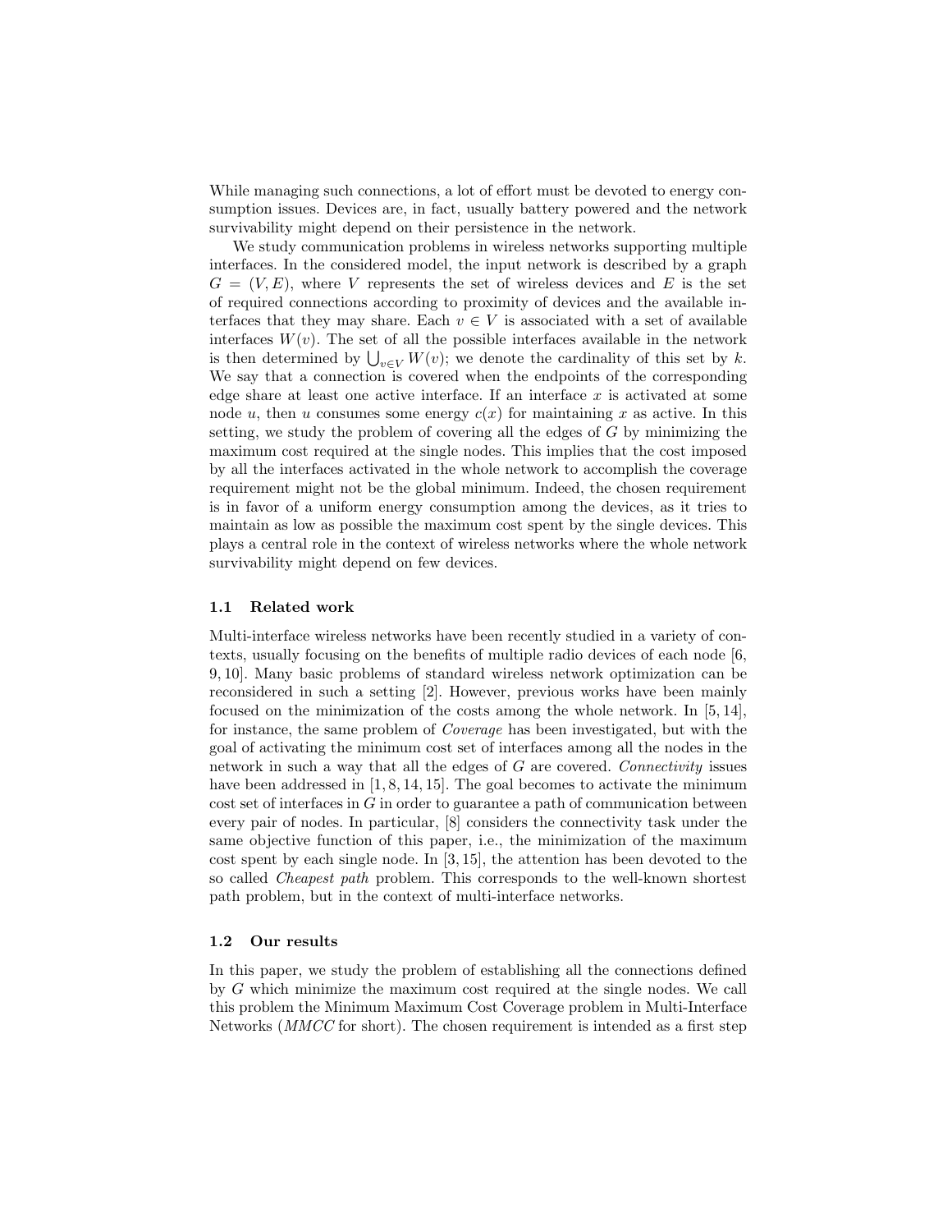While managing such connections, a lot of effort must be devoted to energy consumption issues. Devices are, in fact, usually battery powered and the network survivability might depend on their persistence in the network.

We study communication problems in wireless networks supporting multiple interfaces. In the considered model, the input network is described by a graph $G = (V, E)$, where $V$ represents the set of wireless devices and $E$ is the set of required connections according to proximity of devices and the available interfaces that they may share. Each $v \in V$ is associated with a set of available interfaces $W(v)$. The set of all the possible interfaces available in the network is then determined by $\bigcup_{v \in V} W(v)$; we denote the cardinality of this set by $k$. We say that a connection is covered when the endpoints of the corresponding edge share at least one active interface. If an interface $x$ is activated at some node $u$, then $u$ consumes some energy $c(x)$ for maintaining $x$ as active. In this setting, we study the problem of covering all the edges of $G$ by minimizing the maximum cost required at the single nodes. This implies that the cost imposed by all the interfaces activated in the whole network to accomplish the coverage requirement might not be the global minimum. Indeed, the chosen requirement is in favor of a uniform energy consumption among the devices, as it tries to maintain as low as possible the maximum cost spent by the single devices. This plays a central role in the context of wireless networks where the whole network survivability might depend on few devices.

### 1.1 Related work

Multi-interface wireless networks have been recently studied in a variety of contexts, usually focusing on the benefits of multiple radio devices of each node [6, 9, 10]. Many basic problems of standard wireless network optimization can be reconsidered in such a setting [2]. However, previous works have been mainly focused on the minimization of the costs among the whole network. In [5, 14], for instance, the same problem of *Coverage* has been investigated, but with the goal of activating the minimum cost set of interfaces among all the nodes in the network in such a way that all the edges of $G$ are covered. *Connectivity* issues have been addressed in [1, 8, 14, 15]. The goal becomes to activate the minimum cost set of interfaces in $G$ in order to guarantee a path of communication between every pair of nodes. In particular, [8] considers the connectivity task under the same objective function of this paper, i.e., the minimization of the maximum cost spent by each single node. In [3, 15], the attention has been devoted to the so called *Cheapest path* problem. This corresponds to the well-known shortest path problem, but in the context of multi-interface networks.

### 1.2 Our results

In this paper, we study the problem of establishing all the connections defined by $G$ which minimize the maximum cost required at the single nodes. We call this problem the Minimum Maximum Cost Coverage problem in Multi-Interface Networks (*MMCC* for short). The chosen requirement is intended as a first step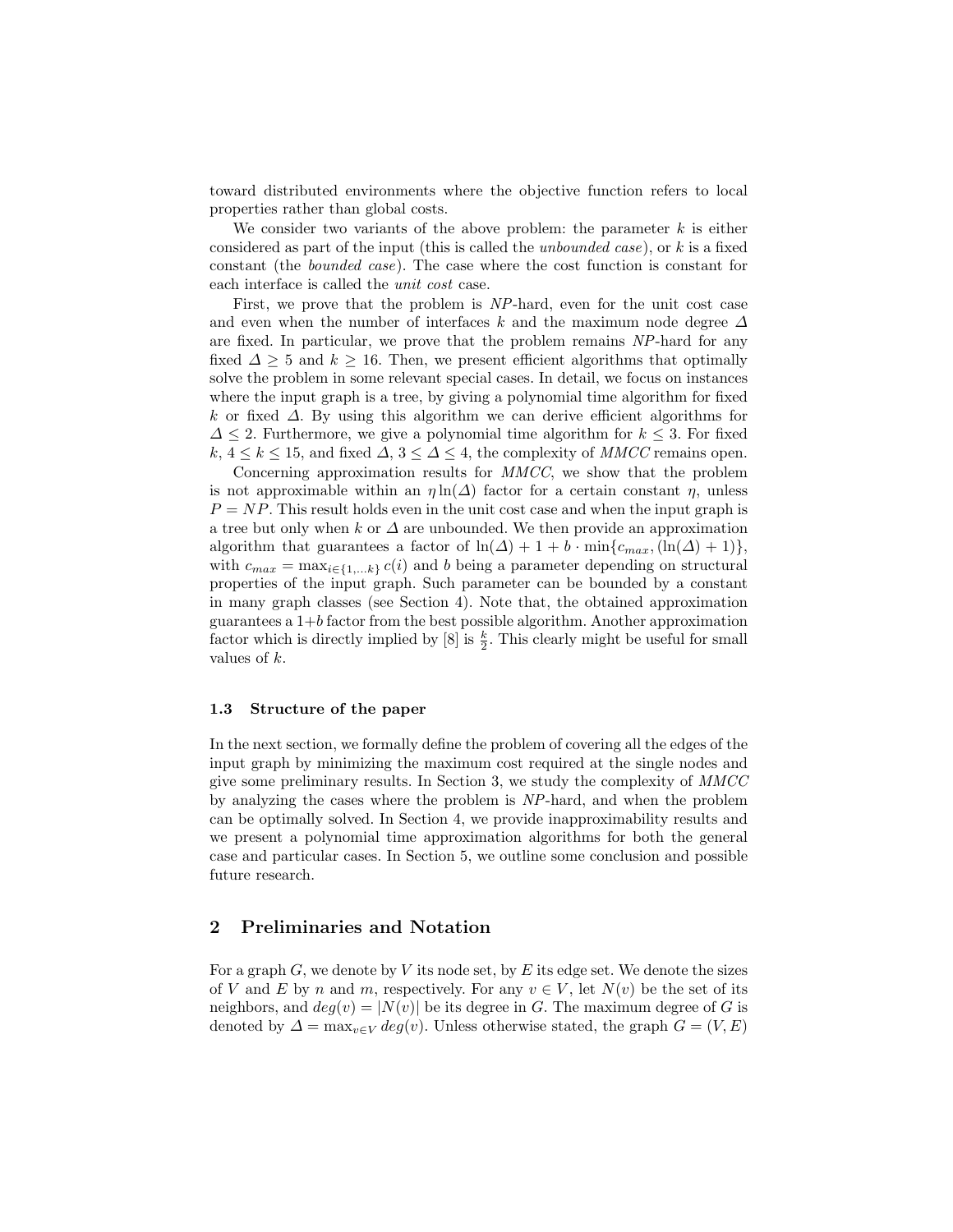toward distributed environments where the objective function refers to local properties rather than global costs.

We consider two variants of the above problem: the parameter $k$ is either considered as part of the input (this is called the *unbounded case*), or $k$ is a fixed constant (the *bounded case*). The case where the cost function is constant for each interface is called the *unit cost* case.

First, we prove that the problem is *NP*-hard, even for the unit cost case and even when the number of interfaces $k$ and the maximum node degree $\Delta$ are fixed. In particular, we prove that the problem remains *NP*-hard for any fixed $\Delta \geq 5$ and $k \geq 16$. Then, we present efficient algorithms that optimally solve the problem in some relevant special cases. In detail, we focus on instances where the input graph is a tree, by giving a polynomial time algorithm for fixed $k$ or fixed $\Delta$. By using this algorithm we can derive efficient algorithms for $\Delta \leq 2$. Furthermore, we give a polynomial time algorithm for $k \leq 3$. For fixed $k$, $4 \leq k \leq 15$, and fixed $\Delta$, $3 \leq \Delta \leq 4$, the complexity of *MMCC* remains open.

Concerning approximation results for *MMCC*, we show that the problem is not approximable within an $\eta \ln(\Delta)$ factor for a certain constant $\eta$, unless $P = NP$. This result holds even in the unit cost case and when the input graph is a tree but only when $k$ or $\Delta$ are unbounded. We then provide an approximation algorithm that guarantees a factor of $\ln(\Delta) + 1 + b \cdot \min\{c_{max}, (\ln(\Delta) + 1)\}$, with $c_{max} = \max_{i \in \{1,\ldots k\}} c(i)$ and $b$ being a parameter depending on structural properties of the input graph. Such parameter can be bounded by a constant in many graph classes (see Section 4). Note that, the obtained approximation guarantees a $1+b$ factor from the best possible algorithm. Another approximation factor which is directly implied by [8] is $\frac{k}{2}$. This clearly might be useful for small values of $k$.

### 1.3 Structure of the paper

In the next section, we formally define the problem of covering all the edges of the input graph by minimizing the maximum cost required at the single nodes and give some preliminary results. In Section 3, we study the complexity of *MMCC* by analyzing the cases where the problem is *NP*-hard, and when the problem can be optimally solved. In Section 4, we provide inapproximability results and we present a polynomial time approximation algorithms for both the general case and particular cases. In Section 5, we outline some conclusion and possible future research.

## 2 Preliminaries and Notation

For a graph $G$, we denote by $V$ its node set, by $E$ its edge set. We denote the sizes of $V$ and $E$ by $n$ and $m$, respectively. For any $v \in V$, let $N(v)$ be the set of its neighbors, and $deg(v) = |N(v)|$ be its degree in $G$. The maximum degree of $G$ is denoted by $\Delta = \max_{v \in V} deg(v)$. Unless otherwise stated, the graph $G = (V, E)$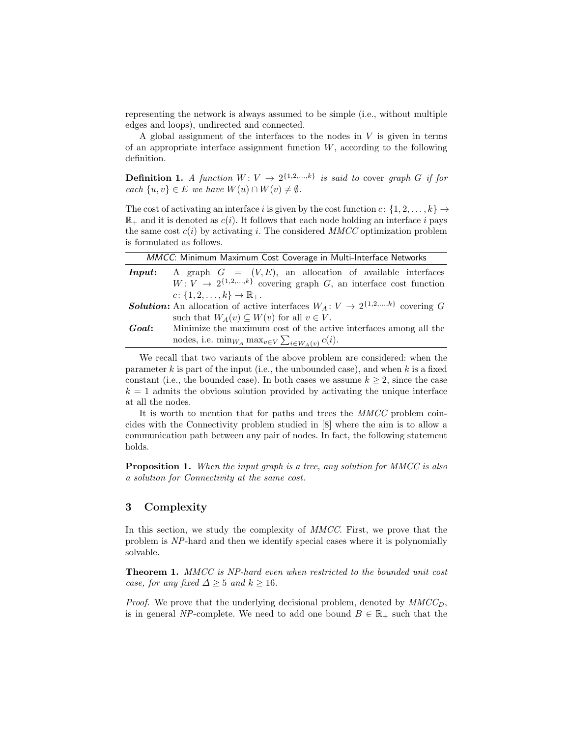representing the network is always assumed to be simple (i.e., without multiple edges and loops), undirected and connected.

A global assignment of the interfaces to the nodes in $V$ is given in terms of an appropriate interface assignment function $W$, according to the following definition.

**Definition 1.** *A function $W: V \to 2^{\{1,2,\ldots,k\}}$ is said to* cover *graph $G$ if for each $\{u, v\} \in E$ we have $W(u) \cap W(v) \neq \emptyset$.*

The cost of activating an interface $i$ is given by the cost function $c: \{1, 2, \ldots, k\} \to \mathbb{R}_+$ and it is denoted as $c(i)$. It follows that each node holding an interface $i$ pays the same cost $c(i)$ by activating $i$. The considered *MMCC* optimization problem is formulated as follows.

| *MMCC*: Minimum Maximum Cost Coverage in Multi-Interface Networks | |
|---|---|
| ***Input***: | A graph $G = (V, E)$, an allocation of available interfaces $W: V \to 2^{\{1,2,\ldots,k\}}$ covering graph $G$, an interface cost function $c: \{1, 2, \ldots, k\} \to \mathbb{R}_+$. |
| ***Solution***: | An allocation of active interfaces $W_A: V \to 2^{\{1,2,\ldots,k\}}$ covering $G$ such that $W_A(v) \subseteq W(v)$ for all $v \in V$. |
| ***Goal***: | Minimize the maximum cost of the active interfaces among all the nodes, i.e. $\min_{W_A} \max_{v \in V} \sum_{i \in W_A(v)} c(i)$. |

We recall that two variants of the above problem are considered: when the parameter $k$ is part of the input (i.e., the unbounded case), and when $k$ is a fixed constant (i.e., the bounded case). In both cases we assume $k \geq 2$, since the case $k = 1$ admits the obvious solution provided by activating the unique interface at all the nodes.

It is worth to mention that for paths and trees the *MMCC* problem coincides with the Connectivity problem studied in [8] where the aim is to allow a communication path between any pair of nodes. In fact, the following statement holds.

**Proposition 1.** *When the input graph is a tree, any solution for MMCC is also a solution for Connectivity at the same cost.*

## 3 Complexity

In this section, we study the complexity of *MMCC*. First, we prove that the problem is *NP*-hard and then we identify special cases where it is polynomially solvable.

**Theorem 1.** *MMCC is NP-hard even when restricted to the bounded unit cost case, for any fixed $\Delta \geq 5$ and $k \geq 16$.*

*Proof.* We prove that the underlying decisional problem, denoted by $MMCC_D$, is in general *NP*-complete. We need to add one bound $B \in \mathbb{R}_+$ such that the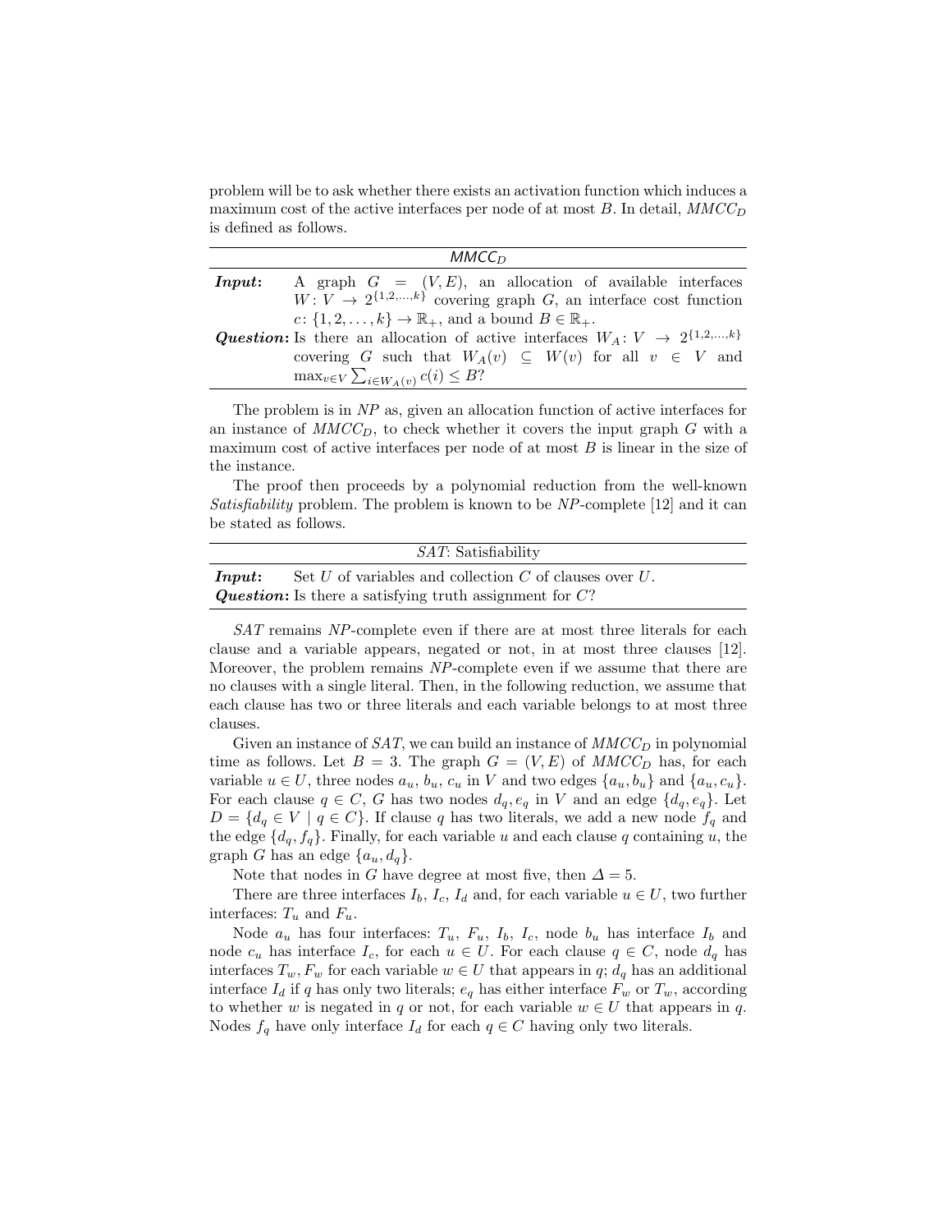problem will be to ask whether there exists an activation function which induces a maximum cost of the active interfaces per node of at most $B$. In detail, *MMCC*$_D$ is defined as follows.

| $MMCC_D$ | |
|---|---|
| ***Input*:** | A graph $G = (V, E)$, an allocation of available interfaces $W \colon V \to 2^{\{1,2,\ldots,k\}}$ covering graph $G$, an interface cost function $c \colon \{1, 2, \ldots, k\} \to \mathbb{R}_+$, and a bound $B \in \mathbb{R}_+$. |
| ***Question*:** | Is there an allocation of active interfaces $W_A \colon V \to 2^{\{1,2,\ldots,k\}}$ covering $G$ such that $W_A(v) \subseteq W(v)$ for all $v \in V$ and $\max_{v \in V} \sum_{i \in W_A(v)} c(i) \leq B$? |

The problem is in *NP* as, given an allocation function of active interfaces for an instance of *MMCC*$_D$, to check whether it covers the input graph $G$ with a maximum cost of active interfaces per node of at most $B$ is linear in the size of the instance.

The proof then proceeds by a polynomial reduction from the well-known *Satisfiability* problem. The problem is known to be *NP*-complete [12] and it can be stated as follows.

| *SAT*: Satisfiability | |
|---|---|
| ***Input*:** | Set $U$ of variables and collection $C$ of clauses over $U$. |
| ***Question*:** | Is there a satisfying truth assignment for $C$? |

*SAT* remains *NP*-complete even if there are at most three literals for each clause and a variable appears, negated or not, in at most three clauses [12]. Moreover, the problem remains *NP*-complete even if we assume that there are no clauses with a single literal. Then, in the following reduction, we assume that each clause has two or three literals and each variable belongs to at most three clauses.

Given an instance of *SAT*, we can build an instance of *MMCC*$_D$ in polynomial time as follows. Let $B = 3$. The graph $G = (V, E)$ of *MMCC*$_D$ has, for each variable $u \in U$, three nodes $a_u$, $b_u$, $c_u$ in $V$ and two edges $\{a_u, b_u\}$ and $\{a_u, c_u\}$. For each clause $q \in C$, $G$ has two nodes $d_q, e_q$ in $V$ and an edge $\{d_q, e_q\}$. Let $D = \{d_q \in V \mid q \in C\}$. If clause $q$ has two literals, we add a new node $f_q$ and the edge $\{d_q, f_q\}$. Finally, for each variable $u$ and each clause $q$ containing $u$, the graph $G$ has an edge $\{a_u, d_q\}$.

Note that nodes in $G$ have degree at most five, then $\Delta = 5$.

There are three interfaces $I_b$, $I_c$, $I_d$ and, for each variable $u \in U$, two further interfaces: $T_u$ and $F_u$.

Node $a_u$ has four interfaces: $T_u$, $F_u$, $I_b$, $I_c$, node $b_u$ has interface $I_b$ and node $c_u$ has interface $I_c$, for each $u \in U$. For each clause $q \in C$, node $d_q$ has interfaces $T_w, F_w$ for each variable $w \in U$ that appears in $q$; $d_q$ has an additional interface $I_d$ if $q$ has only two literals; $e_q$ has either interface $F_w$ or $T_w$, according to whether $w$ is negated in $q$ or not, for each variable $w \in U$ that appears in $q$. Nodes $f_q$ have only interface $I_d$ for each $q \in C$ having only two literals.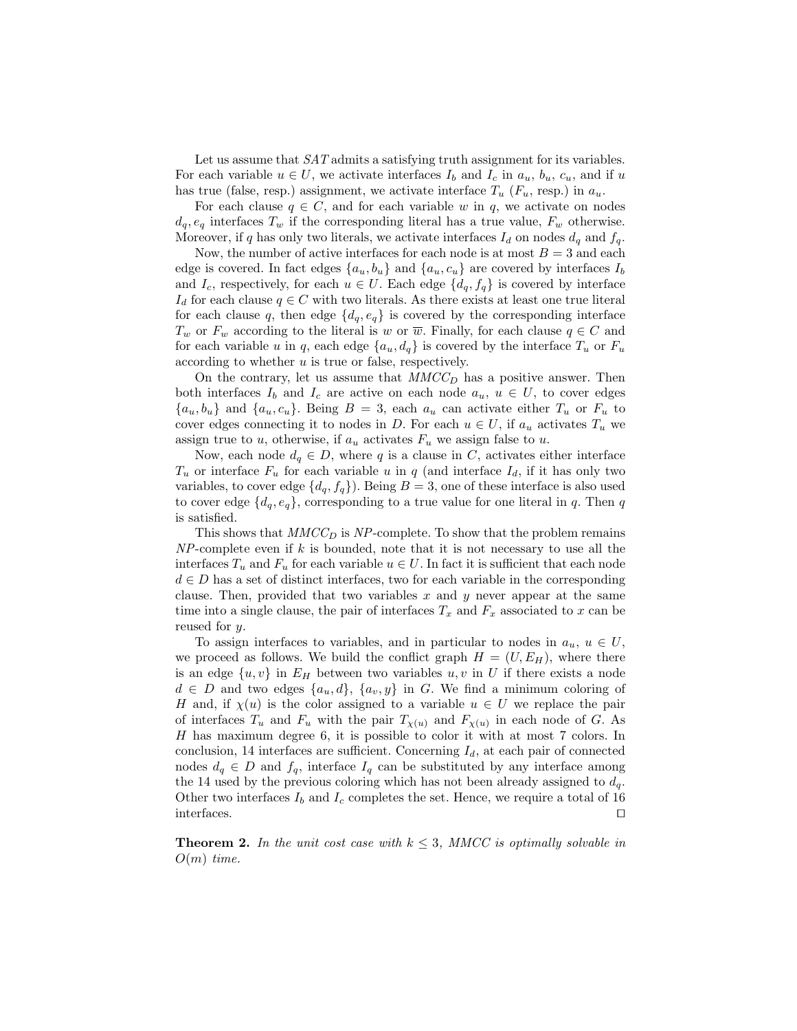Let us assume that $SAT$ admits a satisfying truth assignment for its variables. For each variable $u \in U$, we activate interfaces $I_b$ and $I_c$ in $a_u$, $b_u$, $c_u$, and if $u$ has true (false, resp.) assignment, we activate interface $T_u$ ($F_u$, resp.) in $a_u$.

For each clause $q \in C$, and for each variable $w$ in $q$, we activate on nodes $d_q, e_q$ interfaces $T_w$ if the corresponding literal has a true value, $F_w$ otherwise. Moreover, if $q$ has only two literals, we activate interfaces $I_d$ on nodes $d_q$ and $f_q$.

Now, the number of active interfaces for each node is at most $B = 3$ and each edge is covered. In fact edges $\{a_u, b_u\}$ and $\{a_u, c_u\}$ are covered by interfaces $I_b$ and $I_c$, respectively, for each $u \in U$. Each edge $\{d_q, f_q\}$ is covered by interface $I_d$ for each clause $q \in C$ with two literals. As there exists at least one true literal for each clause $q$, then edge $\{d_q, e_q\}$ is covered by the corresponding interface $T_w$ or $F_w$ according to the literal is $w$ or $\overline{w}$. Finally, for each clause $q \in C$ and for each variable $u$ in $q$, each edge $\{a_u, d_q\}$ is covered by the interface $T_u$ or $F_u$ according to whether $u$ is true or false, respectively.

On the contrary, let us assume that $MMCC_D$ has a positive answer. Then both interfaces $I_b$ and $I_c$ are active on each node $a_u$, $u \in U$, to cover edges $\{a_u, b_u\}$ and $\{a_u, c_u\}$. Being $B = 3$, each $a_u$ can activate either $T_u$ or $F_u$ to cover edges connecting it to nodes in $D$. For each $u \in U$, if $a_u$ activates $T_u$ we assign true to $u$, otherwise, if $a_u$ activates $F_u$ we assign false to $u$.

Now, each node $d_q \in D$, where $q$ is a clause in $C$, activates either interface $T_u$ or interface $F_u$ for each variable $u$ in $q$ (and interface $I_d$, if it has only two variables, to cover edge $\{d_q, f_q\}$). Being $B = 3$, one of these interface is also used to cover edge $\{d_q, e_q\}$, corresponding to a true value for one literal in $q$. Then $q$ is satisfied.

This shows that $MMCC_D$ is $NP$-complete. To show that the problem remains $NP$-complete even if $k$ is bounded, note that it is not necessary to use all the interfaces $T_u$ and $F_u$ for each variable $u \in U$. In fact it is sufficient that each node $d \in D$ has a set of distinct interfaces, two for each variable in the corresponding clause. Then, provided that two variables $x$ and $y$ never appear at the same time into a single clause, the pair of interfaces $T_x$ and $F_x$ associated to $x$ can be reused for $y$.

To assign interfaces to variables, and in particular to nodes in $a_u$, $u \in U$, we proceed as follows. We build the conflict graph $H = (U, E_H)$, where there is an edge $\{u, v\}$ in $E_H$ between two variables $u, v$ in $U$ if there exists a node $d \in D$ and two edges $\{a_u, d\}$, $\{a_v, y\}$ in $G$. We find a minimum coloring of $H$ and, if $\chi(u)$ is the color assigned to a variable $u \in U$ we replace the pair of interfaces $T_u$ and $F_u$ with the pair $T_{\chi(u)}$ and $F_{\chi(u)}$ in each node of $G$. As $H$ has maximum degree 6, it is possible to color it with at most 7 colors. In conclusion, 14 interfaces are sufficient. Concerning $I_d$, at each pair of connected nodes $d_q \in D$ and $f_q$, interface $I_q$ can be substituted by any interface among the 14 used by the previous coloring which has not been already assigned to $d_q$. Other two interfaces $I_b$ and $I_c$ completes the set. Hence, we require a total of 16 interfaces. ◻

**Theorem 2.** *In the unit cost case with $k \leq 3$, MMCC is optimally solvable in $O(m)$ time.*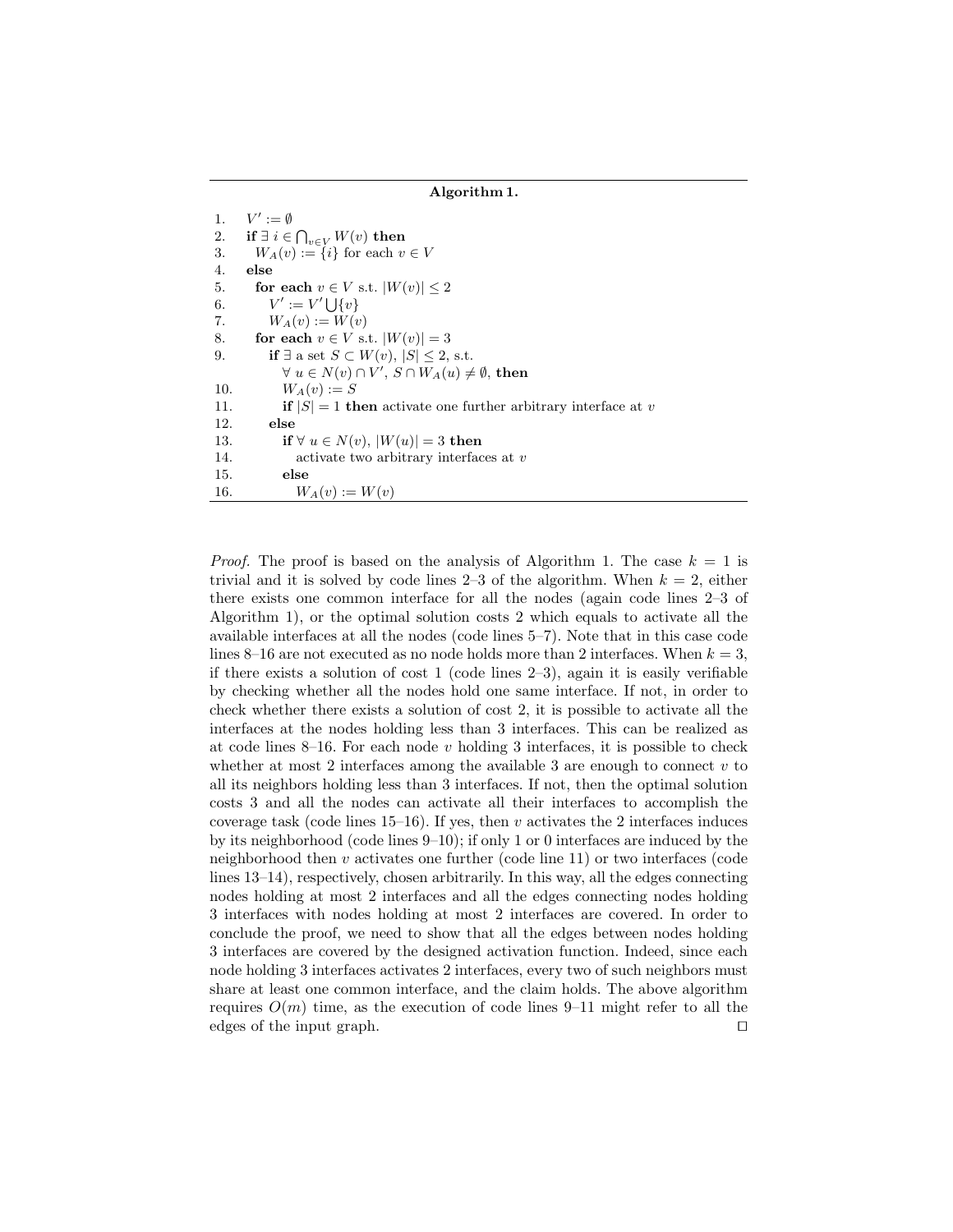**Algorithm 1.**

```
1.   V' := ∅
2.   if ∃ i ∈ ⋂_{v∈V} W(v) then
3.     W_A(v) := {i} for each v ∈ V
4.   else
5.     for each v ∈ V s.t. |W(v)| ≤ 2
6.       V' := V' ⋃ {v}
7.       W_A(v) := W(v)
8.     for each v ∈ V s.t. |W(v)| = 3
9.       if ∃ a set S ⊂ W(v), |S| ≤ 2, s.t.
           ∀ u ∈ N(v) ∩ V', S ∩ W_A(u) ≠ ∅, then
10.        W_A(v) := S
11.        if |S| = 1 then activate one further arbitrary interface at v
12.      else
13.        if ∀ u ∈ N(v), |W(u)| = 3 then
14.          activate two arbitrary interfaces at v
15.        else
16.          W_A(v) := W(v)
```

*Proof.* The proof is based on the analysis of Algorithm 1. The case $k = 1$ is trivial and it is solved by code lines 2–3 of the algorithm. When $k = 2$, either there exists one common interface for all the nodes (again code lines 2–3 of Algorithm 1), or the optimal solution costs 2 which equals to activate all the available interfaces at all the nodes (code lines 5–7). Note that in this case code lines 8–16 are not executed as no node holds more than 2 interfaces. When $k = 3$, if there exists a solution of cost 1 (code lines 2–3), again it is easily verifiable by checking whether all the nodes hold one same interface. If not, in order to check whether there exists a solution of cost 2, it is possible to activate all the interfaces at the nodes holding less than 3 interfaces. This can be realized as at code lines 8–16. For each node $v$ holding 3 interfaces, it is possible to check whether at most 2 interfaces among the available 3 are enough to connect $v$ to all its neighbors holding less than 3 interfaces. If not, then the optimal solution costs 3 and all the nodes can activate all their interfaces to accomplish the coverage task (code lines 15–16). If yes, then $v$ activates the 2 interfaces induces by its neighborhood (code lines 9–10); if only 1 or 0 interfaces are induced by the neighborhood then $v$ activates one further (code line 11) or two interfaces (code lines 13–14), respectively, chosen arbitrarily. In this way, all the edges connecting nodes holding at most 2 interfaces and all the edges connecting nodes holding 3 interfaces with nodes holding at most 2 interfaces are covered. In order to conclude the proof, we need to show that all the edges between nodes holding 3 interfaces are covered by the designed activation function. Indeed, since each node holding 3 interfaces activates 2 interfaces, every two of such neighbors must share at least one common interface, and the claim holds. The above algorithm requires $O(m)$ time, as the execution of code lines 9–11 might refer to all the edges of the input graph. □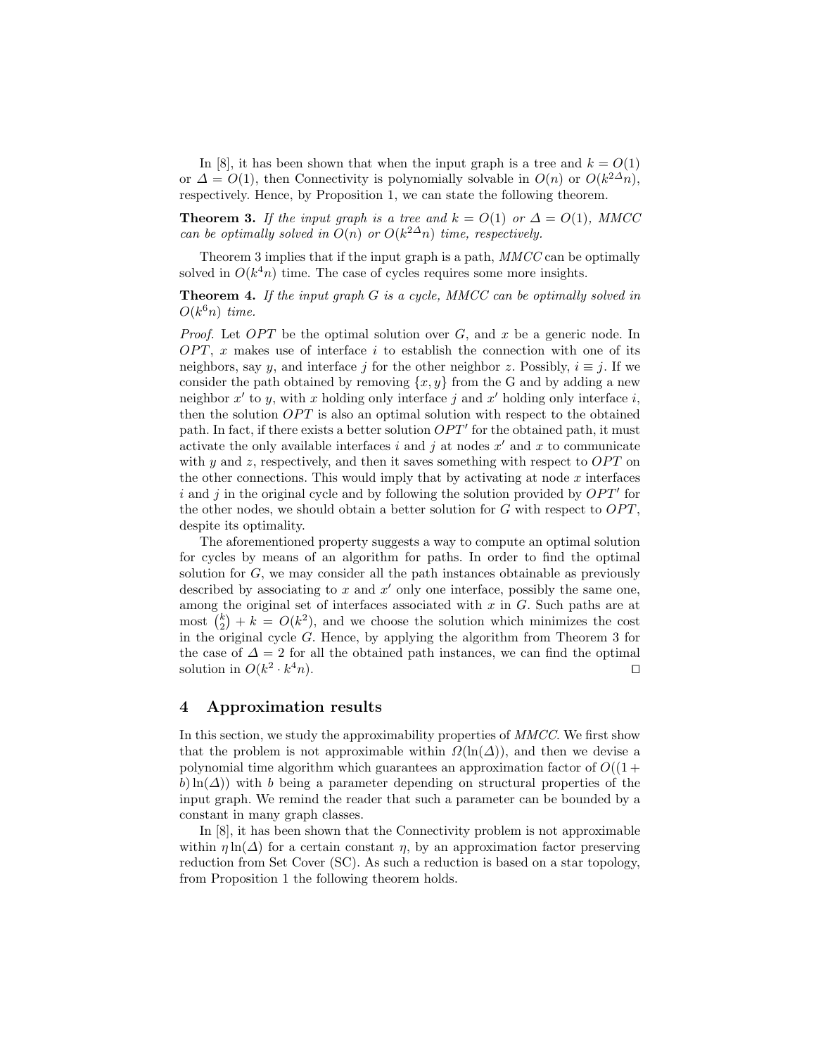In [8], it has been shown that when the input graph is a tree and $k = O(1)$ or $\Delta = O(1)$, then Connectivity is polynomially solvable in $O(n)$ or $O(k^{2\Delta}n)$, respectively. Hence, by Proposition 1, we can state the following theorem.

**Theorem 3.** *If the input graph is a tree and $k = O(1)$ or $\Delta = O(1)$, MMCC can be optimally solved in $O(n)$ or $O(k^{2\Delta}n)$ time, respectively.*

Theorem 3 implies that if the input graph is a path, *MMCC* can be optimally solved in $O(k^4n)$ time. The case of cycles requires some more insights.

**Theorem 4.** *If the input graph $G$ is a cycle, MMCC can be optimally solved in $O(k^6n)$ time.*

*Proof.* Let $OPT$ be the optimal solution over $G$, and $x$ be a generic node. In $OPT$, $x$ makes use of interface $i$ to establish the connection with one of its neighbors, say $y$, and interface $j$ for the other neighbor $z$. Possibly, $i \equiv j$. If we consider the path obtained by removing $\{x, y\}$ from the G and by adding a new neighbor $x'$ to $y$, with $x$ holding only interface $j$ and $x'$ holding only interface $i$, then the solution $OPT$ is also an optimal solution with respect to the obtained path. In fact, if there exists a better solution $OPT'$ for the obtained path, it must activate the only available interfaces $i$ and $j$ at nodes $x'$ and $x$ to communicate with $y$ and $z$, respectively, and then it saves something with respect to $OPT$ on the other connections. This would imply that by activating at node $x$ interfaces $i$ and $j$ in the original cycle and by following the solution provided by $OPT'$ for the other nodes, we should obtain a better solution for $G$ with respect to $OPT$, despite its optimality.

The aforementioned property suggests a way to compute an optimal solution for cycles by means of an algorithm for paths. In order to find the optimal solution for $G$, we may consider all the path instances obtainable as previously described by associating to $x$ and $x'$ only one interface, possibly the same one, among the original set of interfaces associated with $x$ in $G$. Such paths are at most $\binom{k}{2} + k = O(k^2)$, and we choose the solution which minimizes the cost in the original cycle $G$. Hence, by applying the algorithm from Theorem 3 for the case of $\Delta = 2$ for all the obtained path instances, we can find the optimal solution in $O(k^2 \cdot k^4n)$. ◻

## 4 Approximation results

In this section, we study the approximability properties of *MMCC*. We first show that the problem is not approximable within $\Omega(\ln(\Delta))$, and then we devise a polynomial time algorithm which guarantees an approximation factor of $O((1 + b)\ln(\Delta))$ with $b$ being a parameter depending on structural properties of the input graph. We remind the reader that such a parameter can be bounded by a constant in many graph classes.

In [8], it has been shown that the Connectivity problem is not approximable within $\eta \ln(\Delta)$ for a certain constant $\eta$, by an approximation factor preserving reduction from Set Cover (SC). As such a reduction is based on a star topology, from Proposition 1 the following theorem holds.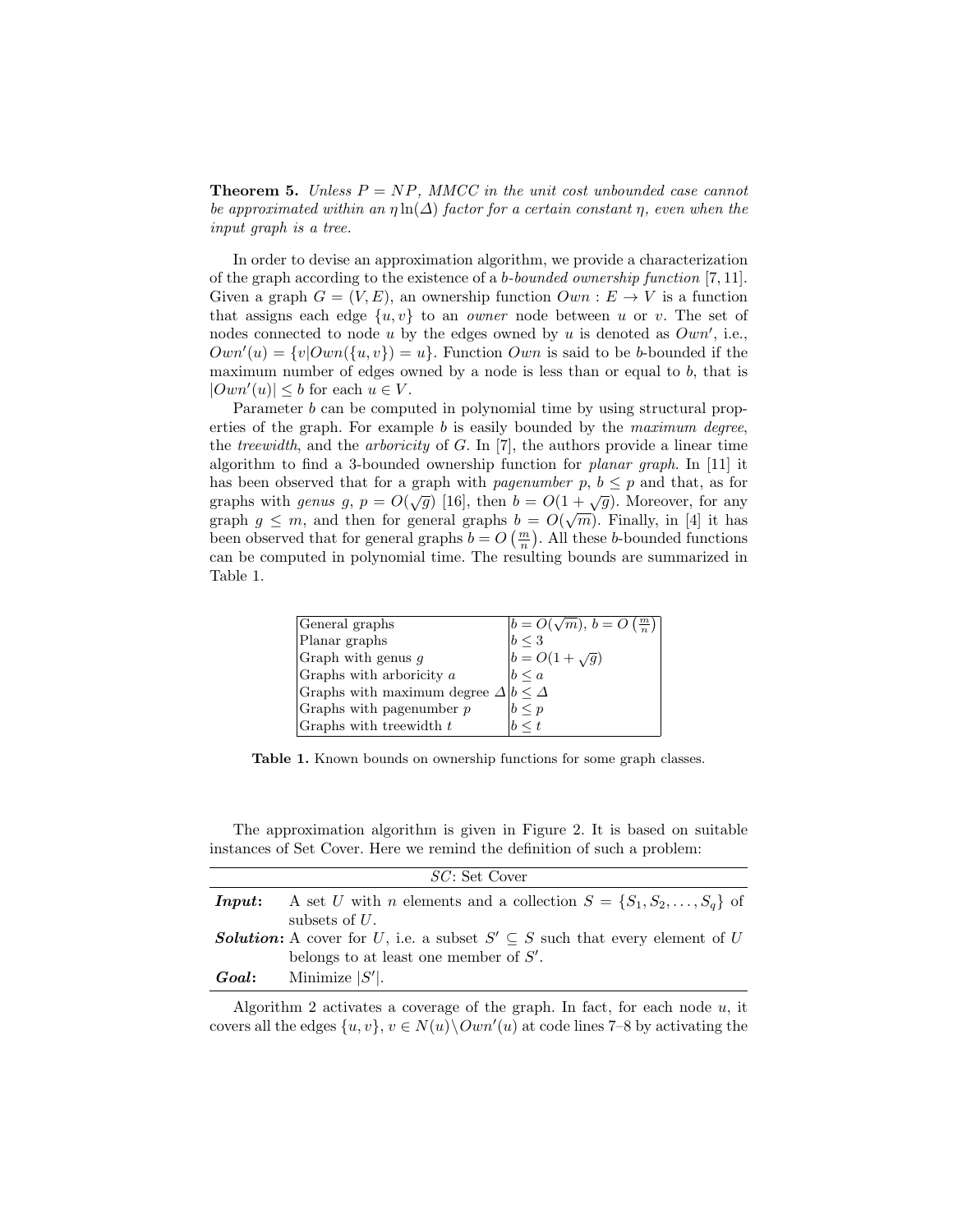**Theorem 5.** *Unless $P = NP$, MMCC in the unit cost unbounded case cannot be approximated within an $\eta \ln(\Delta)$ factor for a certain constant $\eta$, even when the input graph is a tree.*

In order to devise an approximation algorithm, we provide a characterization of the graph according to the existence of a *b-bounded ownership function* [7, 11]. Given a graph $G = (V, E)$, an ownership function $Own : E \to V$ is a function that assigns each edge $\{u, v\}$ to an *owner* node between $u$ or $v$. The set of nodes connected to node $u$ by the edges owned by $u$ is denoted as $Own'$, i.e., $Own'(u) = \{v | Own(\{u, v\}) = u\}$. Function $Own$ is said to be $b$-bounded if the maximum number of edges owned by a node is less than or equal to $b$, that is $|Own'(u)| \leq b$ for each $u \in V$.

Parameter $b$ can be computed in polynomial time by using structural properties of the graph. For example $b$ is easily bounded by the *maximum degree*, the *treewidth*, and the *arboricity* of $G$. In [7], the authors provide a linear time algorithm to find a 3-bounded ownership function for *planar graph*. In [11] it has been observed that for a graph with *pagenumber* $p$, $b \leq p$ and that, as for graphs with *genus* $g$, $p = O(\sqrt{g})$ [16], then $b = O(1 + \sqrt{g})$. Moreover, for any graph $g \leq m$, and then for general graphs $b = O(\sqrt{m})$. Finally, in [4] it has been observed that for general graphs $b = O\left(\frac{m}{n}\right)$. All these $b$-bounded functions can be computed in polynomial time. The resulting bounds are summarized in Table 1.

| | |
|---|---|
| General graphs | $b = O(\sqrt{m})$, $b = O\left(\frac{m}{n}\right)$ |
| Planar graphs | $b \leq 3$ |
| Graph with genus $g$ | $b = O(1 + \sqrt{g})$ |
| Graphs with arboricity $a$ | $b \leq a$ |
| Graphs with maximum degree $\Delta$ | $b \leq \Delta$ |
| Graphs with pagenumber $p$ | $b \leq p$ |
| Graphs with treewidth $t$ | $b \leq t$ |

**Table 1.** Known bounds on ownership functions for some graph classes.

The approximation algorithm is given in Figure 2. It is based on suitable instances of Set Cover. Here we remind the definition of such a problem:

| *SC*: Set Cover | |
|---|---|
| ***Input*:** | A set $U$ with $n$ elements and a collection $S = \{S_1, S_2, \ldots, S_q\}$ of subsets of $U$. |
| ***Solution*:** | A cover for $U$, i.e. a subset $S' \subseteq S$ such that every element of $U$ belongs to at least one member of $S'$. |
| ***Goal*:** | Minimize $|S'|$. |

Algorithm 2 activates a coverage of the graph. In fact, for each node $u$, it covers all the edges $\{u, v\}$, $v \in N(u) \setminus Own'(u)$ at code lines 7–8 by activating the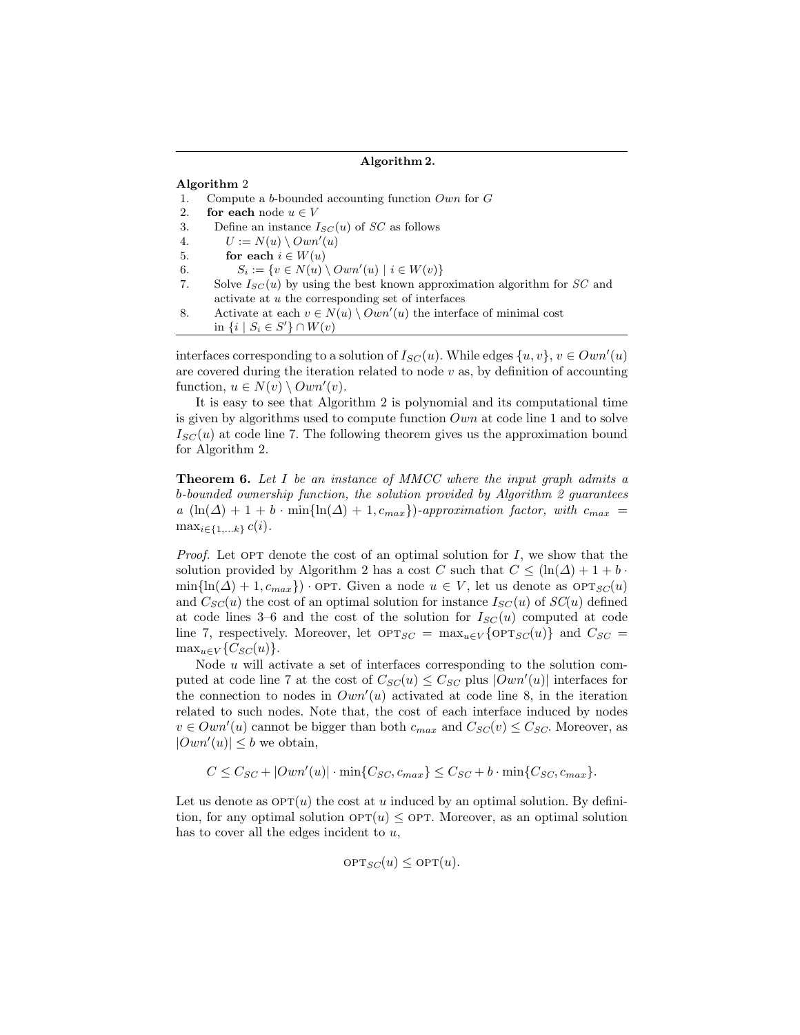**Algorithm 2.**

**Algorithm** 2

1. Compute a $b$-bounded accounting function $Own$ for $G$
2. **for each** node $u \in V$
3. Define an instance $I_{SC}(u)$ of $SC$ as follows
4. $U := N(u) \setminus Own'(u)$
5. **for each** $i \in W(u)$
6. $S_i := \{v \in N(u) \setminus Own'(u) \mid i \in W(v)\}$
7. Solve $I_{SC}(u)$ by using the best known approximation algorithm for $SC$ and activate at $u$ the corresponding set of interfaces
8. Activate at each $v \in N(u) \setminus Own'(u)$ the interface of minimal cost in $\{i \mid S_i \in S'\} \cap W(v)$

interfaces corresponding to a solution of $I_{SC}(u)$. While edges $\{u, v\}$, $v \in Own'(u)$ are covered during the iteration related to node $v$ as, by definition of accounting function, $u \in N(v) \setminus Own'(v)$.

It is easy to see that Algorithm 2 is polynomial and its computational time is given by algorithms used to compute function $Own$ at code line 1 and to solve $I_{SC}(u)$ at code line 7. The following theorem gives us the approximation bound for Algorithm 2.

**Theorem 6.** *Let $I$ be an instance of MMCC where the input graph admits a $b$-bounded ownership function, the solution provided by Algorithm 2 guarantees a $(\ln(\Delta) + 1 + b \cdot \min\{\ln(\Delta) + 1, c_{max}\})$-approximation factor, with $c_{max} = \max_{i\in\{1,\ldots k\}} c(i)$.*

*Proof.* Let OPT denote the cost of an optimal solution for $I$, we show that the solution provided by Algorithm 2 has a cost $C$ such that $C \le (\ln(\Delta) + 1 + b \cdot \min\{\ln(\Delta) + 1, c_{max}\}) \cdot \text{OPT}$. Given a node $u \in V$, let us denote as $\text{OPT}_{SC}(u)$ and $C_{SC}(u)$ the cost of an optimal solution for instance $I_{SC}(u)$ of $SC(u)$ defined at code lines 3–6 and the cost of the solution for $I_{SC}(u)$ computed at code line 7, respectively. Moreover, let $\text{OPT}_{SC} = \max_{u\in V}\{\text{OPT}_{SC}(u)\}$ and $C_{SC} = \max_{u\in V}\{C_{SC}(u)\}$.

Node $u$ will activate a set of interfaces corresponding to the solution computed at code line 7 at the cost of $C_{SC}(u) \le C_{SC}$ plus $|Own'(u)|$ interfaces for the connection to nodes in $Own'(u)$ activated at code line 8, in the iteration related to such nodes. Note that, the cost of each interface induced by nodes $v \in Own'(u)$ cannot be bigger than both $c_{max}$ and $C_{SC}(v) \le C_{SC}$. Moreover, as $|Own'(u)| \le b$ we obtain,

$$C \le C_{SC} + |Own'(u)| \cdot \min\{C_{SC}, c_{max}\} \le C_{SC} + b \cdot \min\{C_{SC}, c_{max}\}.$$

Let us denote as $\text{OPT}(u)$ the cost at $u$ induced by an optimal solution. By definition, for any optimal solution $\text{OPT}(u) \le \text{OPT}$. Moreover, as an optimal solution has to cover all the edges incident to $u$,

$$\text{OPT}_{SC}(u) \le \text{OPT}(u).$$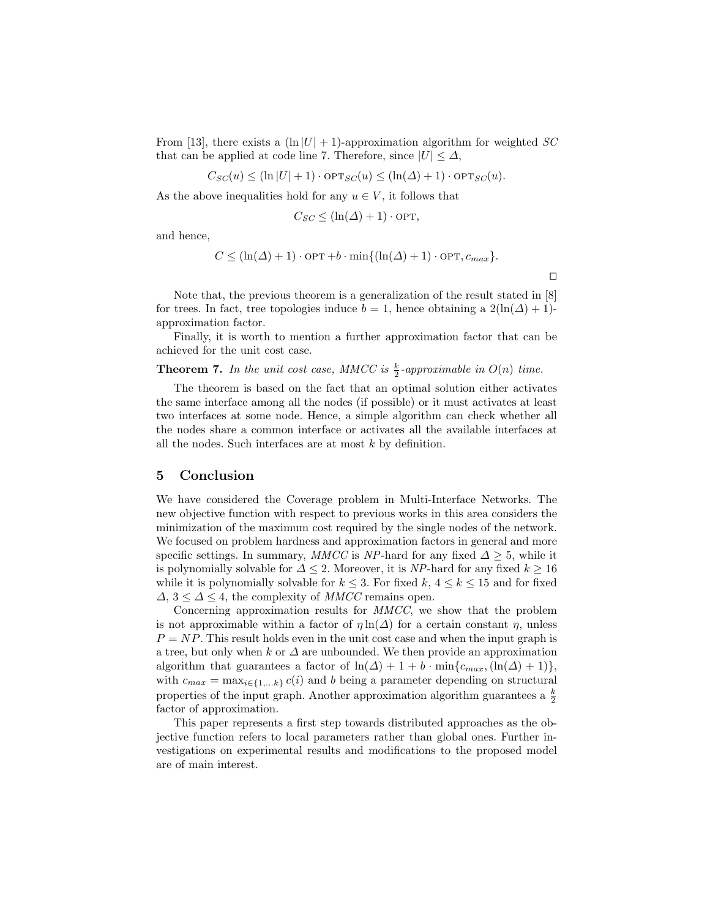From [13], there exists a $(\ln |U| + 1)$-approximation algorithm for weighted $SC$ that can be applied at code line 7. Therefore, since $|U| \leq \Delta$,

$$C_{SC}(u) \leq (\ln |U| + 1) \cdot \text{OPT}_{SC}(u) \leq (\ln(\Delta) + 1) \cdot \text{OPT}_{SC}(u).$$

As the above inequalities hold for any $u \in V$, it follows that

$$C_{SC} \leq (\ln(\Delta) + 1) \cdot \text{OPT},$$

and hence,

$$C \leq (\ln(\Delta) + 1) \cdot \text{OPT} + b \cdot \min\{(\ln(\Delta) + 1) \cdot \text{OPT}, c_{max}\}.$$

□

Note that, the previous theorem is a generalization of the result stated in [8] for trees. In fact, tree topologies induce $b = 1$, hence obtaining a $2(\ln(\Delta) + 1)$-approximation factor.

Finally, it is worth to mention a further approximation factor that can be achieved for the unit cost case.

**Theorem 7.** *In the unit cost case, MMCC is $\frac{k}{2}$-approximable in $O(n)$ time.*

The theorem is based on the fact that an optimal solution either activates the same interface among all the nodes (if possible) or it must activates at least two interfaces at some node. Hence, a simple algorithm can check whether all the nodes share a common interface or activates all the available interfaces at all the nodes. Such interfaces are at most $k$ by definition.

## 5 Conclusion

We have considered the Coverage problem in Multi-Interface Networks. The new objective function with respect to previous works in this area considers the minimization of the maximum cost required by the single nodes of the network. We focused on problem hardness and approximation factors in general and more specific settings. In summary, *MMCC* is *NP*-hard for any fixed $\Delta \geq 5$, while it is polynomially solvable for $\Delta \leq 2$. Moreover, it is *NP*-hard for any fixed $k \geq 16$ while it is polynomially solvable for $k \leq 3$. For fixed $k$, $4 \leq k \leq 15$ and for fixed $\Delta$, $3 \leq \Delta \leq 4$, the complexity of *MMCC* remains open.

Concerning approximation results for *MMCC*, we show that the problem is not approximable within a factor of $\eta \ln(\Delta)$ for a certain constant $\eta$, unless $P = NP$. This result holds even in the unit cost case and when the input graph is a tree, but only when $k$ or $\Delta$ are unbounded. We then provide an approximation algorithm that guarantees a factor of $\ln(\Delta) + 1 + b \cdot \min\{c_{max}, (\ln(\Delta) + 1)\}$, with $c_{max} = \max_{i \in \{1,\ldots k\}} c(i)$ and $b$ being a parameter depending on structural properties of the input graph. Another approximation algorithm guarantees a $\frac{k}{2}$ factor of approximation.

This paper represents a first step towards distributed approaches as the objective function refers to local parameters rather than global ones. Further investigations on experimental results and modifications to the proposed model are of main interest.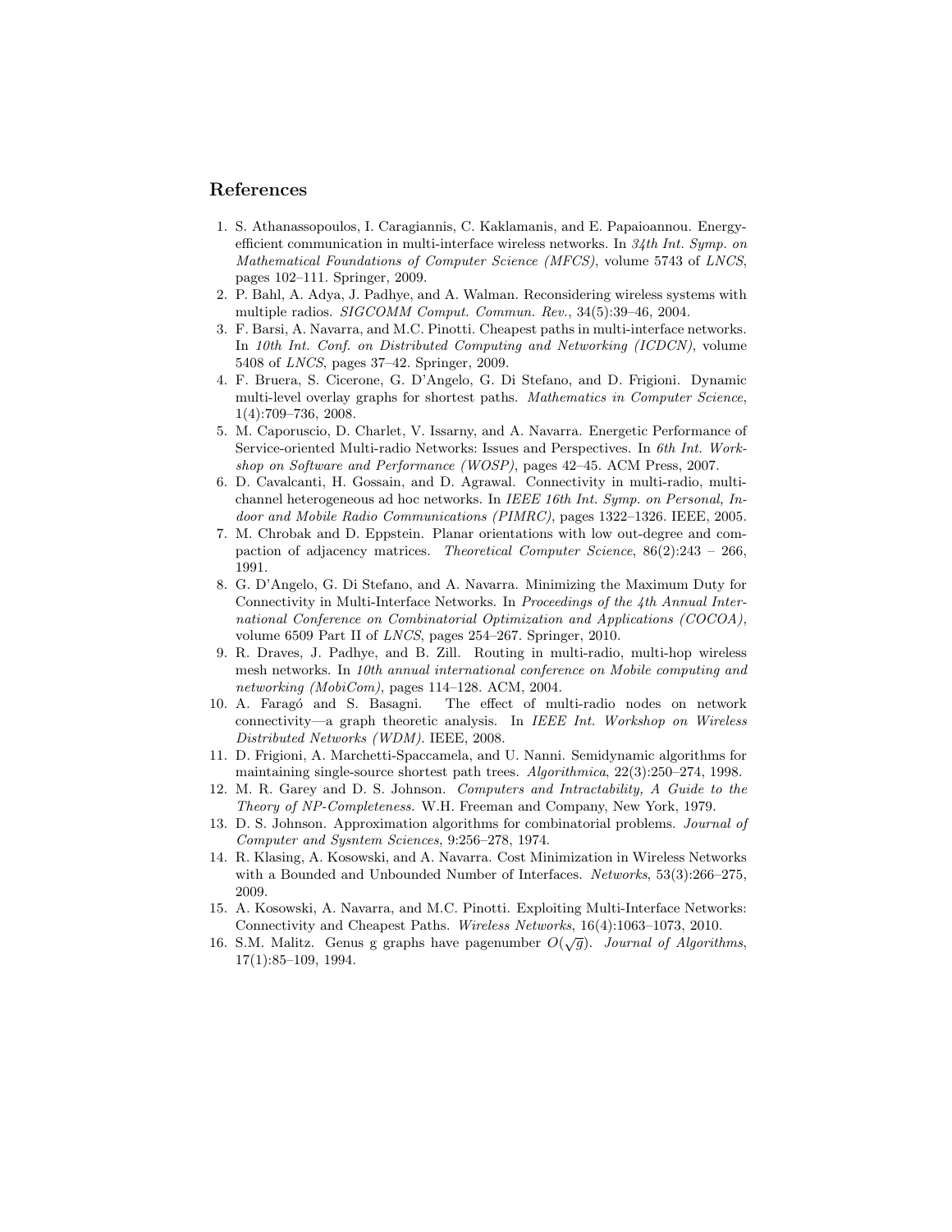## References

1. S. Athanassopoulos, I. Caragiannis, C. Kaklamanis, and E. Papaioannou. Energy-efficient communication in multi-interface wireless networks. In *34th Int. Symp. on Mathematical Foundations of Computer Science (MFCS)*, volume 5743 of *LNCS*, pages 102–111. Springer, 2009.
2. P. Bahl, A. Adya, J. Padhye, and A. Walman. Reconsidering wireless systems with multiple radios. *SIGCOMM Comput. Commun. Rev.*, 34(5):39–46, 2004.
3. F. Barsi, A. Navarra, and M.C. Pinotti. Cheapest paths in multi-interface networks. In *10th Int. Conf. on Distributed Computing and Networking (ICDCN)*, volume 5408 of *LNCS*, pages 37–42. Springer, 2009.
4. F. Bruera, S. Cicerone, G. D'Angelo, G. Di Stefano, and D. Frigioni. Dynamic multi-level overlay graphs for shortest paths. *Mathematics in Computer Science*, 1(4):709–736, 2008.
5. M. Caporuscio, D. Charlet, V. Issarny, and A. Navarra. Energetic Performance of Service-oriented Multi-radio Networks: Issues and Perspectives. In *6th Int. Workshop on Software and Performance (WOSP)*, pages 42–45. ACM Press, 2007.
6. D. Cavalcanti, H. Gossain, and D. Agrawal. Connectivity in multi-radio, multi-channel heterogeneous ad hoc networks. In *IEEE 16th Int. Symp. on Personal, Indoor and Mobile Radio Communications (PIMRC)*, pages 1322–1326. IEEE, 2005.
7. M. Chrobak and D. Eppstein. Planar orientations with low out-degree and compaction of adjacency matrices. *Theoretical Computer Science*, 86(2):243 – 266, 1991.
8. G. D'Angelo, G. Di Stefano, and A. Navarra. Minimizing the Maximum Duty for Connectivity in Multi-Interface Networks. In *Proceedings of the 4th Annual International Conference on Combinatorial Optimization and Applications (COCOA)*, volume 6509 Part II of *LNCS*, pages 254–267. Springer, 2010.
9. R. Draves, J. Padhye, and B. Zill. Routing in multi-radio, multi-hop wireless mesh networks. In *10th annual international conference on Mobile computing and networking (MobiCom)*, pages 114–128. ACM, 2004.
10. A. Faragó and S. Basagni. The effect of multi-radio nodes on network connectivity—a graph theoretic analysis. In *IEEE Int. Workshop on Wireless Distributed Networks (WDM)*. IEEE, 2008.
11. D. Frigioni, A. Marchetti-Spaccamela, and U. Nanni. Semidynamic algorithms for maintaining single-source shortest path trees. *Algorithmica*, 22(3):250–274, 1998.
12. M. R. Garey and D. S. Johnson. *Computers and Intractability, A Guide to the Theory of NP-Completeness.* W.H. Freeman and Company, New York, 1979.
13. D. S. Johnson. Approximation algorithms for combinatorial problems. *Journal of Computer and Sysntem Sciences*, 9:256–278, 1974.
14. R. Klasing, A. Kosowski, and A. Navarra. Cost Minimization in Wireless Networks with a Bounded and Unbounded Number of Interfaces. *Networks*, 53(3):266–275, 2009.
15. A. Kosowski, A. Navarra, and M.C. Pinotti. Exploiting Multi-Interface Networks: Connectivity and Cheapest Paths. *Wireless Networks*, 16(4):1063–1073, 2010.
16. S.M. Malitz. Genus g graphs have pagenumber $O(\sqrt{g})$. *Journal of Algorithms*, 17(1):85–109, 1994.